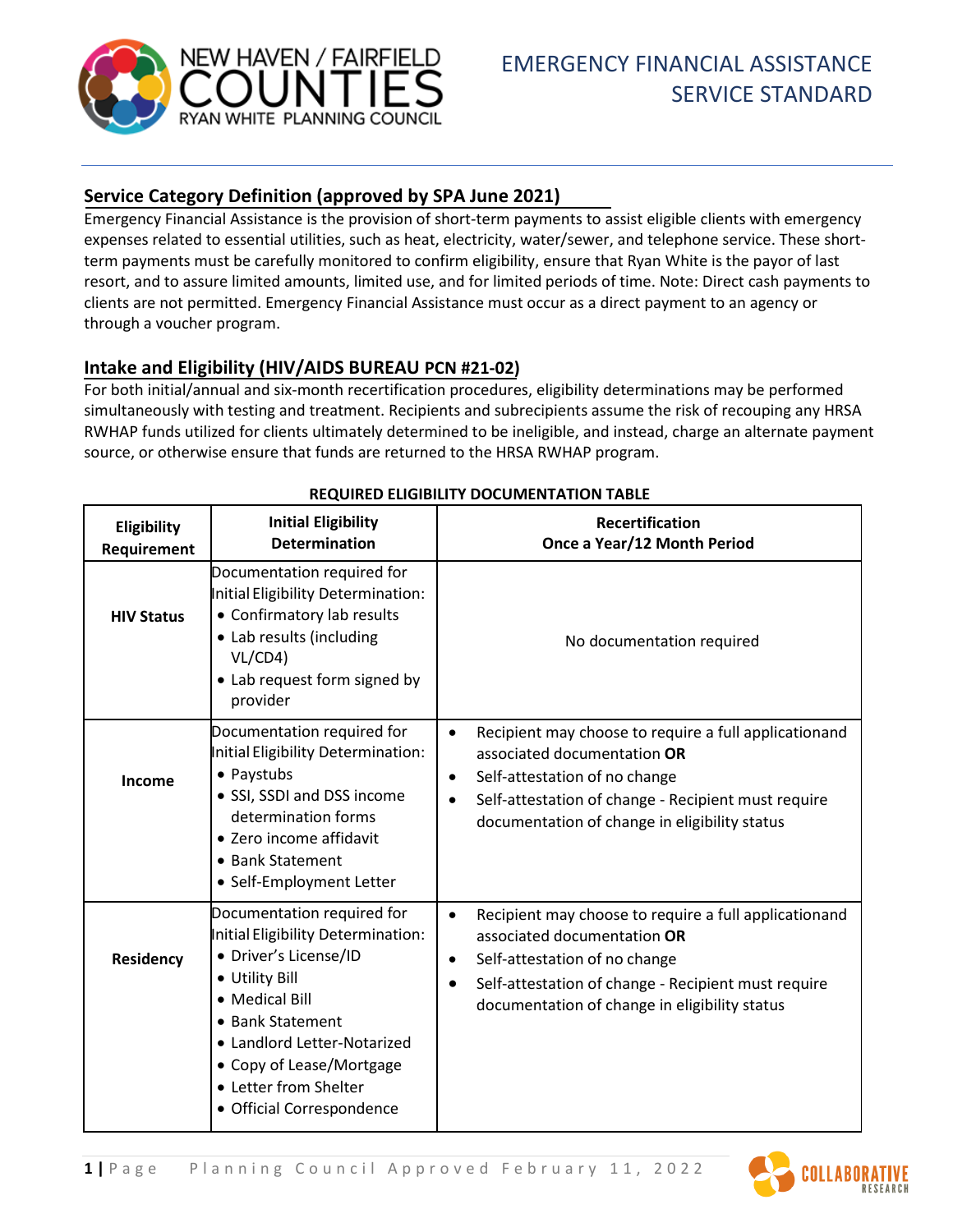# EMERGENCY FINANCIAL ASSISTANCE SERVICE STANDARD

## Service Category Definition (approved by SPA June 2021)

Emergency Financial Assistance is the provision of short-term payments to assist eligible clients with emergency expenses related to essential utilities, such as heat, electricity, water/sewer, and telephone service. These short-term payments must be carefully monitored to confirm eligibility, ensure that Ryan White is the payor of last resort, and to assure limited amounts, limited use, and for limited periods of time. Note: Direct cash payments to clients are not permitted. Emergency Financial Assistance must occur as a direct payment to an agency or through a voucher program.

## Intake and Eligibility (HIV/AIDS BUREAU PCN #21-02)

For both initial/annual and six-month recertification procedures, eligibility determinations may be performed simultaneously with testing and treatment. Recipients and subrecipients assume the risk of recouping any HRSA RWHAP funds utilized for clients ultimately determined to be ineligible, and instead, charge an alternate payment source, or otherwise ensure that funds are returned to the HRSA RWHAP program.

**REQUIRED ELIGIBILITY DOCUMENTATION TABLE**

| Eligibility Requirement | Initial Eligibility Determination | Recertification Once a Year/12 Month Period |
|---|---|---|
| **HIV Status** | Documentation required for Initial Eligibility Determination:<br>• Confirmatory lab results<br>• Lab results (including VL/CD4)<br>• Lab request form signed by provider | No documentation required |
| **Income** | Documentation required for Initial Eligibility Determination:<br>• Paystubs<br>• SSI, SSDI and DSS income determination forms<br>• Zero income affidavit<br>• Bank Statement<br>• Self-Employment Letter | • Recipient may choose to require a full applicationand associated documentation **OR**<br>• Self-attestation of no change<br>• Self-attestation of change - Recipient must require documentation of change in eligibility status |
| **Residency** | Documentation required for Initial Eligibility Determination:<br>• Driver's License/ID<br>• Utility Bill<br>• Medical Bill<br>• Bank Statement<br>• Landlord Letter-Notarized<br>• Copy of Lease/Mortgage<br>• Letter from Shelter<br>• Official Correspondence | • Recipient may choose to require a full applicationand associated documentation **OR**<br>• Self-attestation of no change<br>• Self-attestation of change - Recipient must require documentation of change in eligibility status |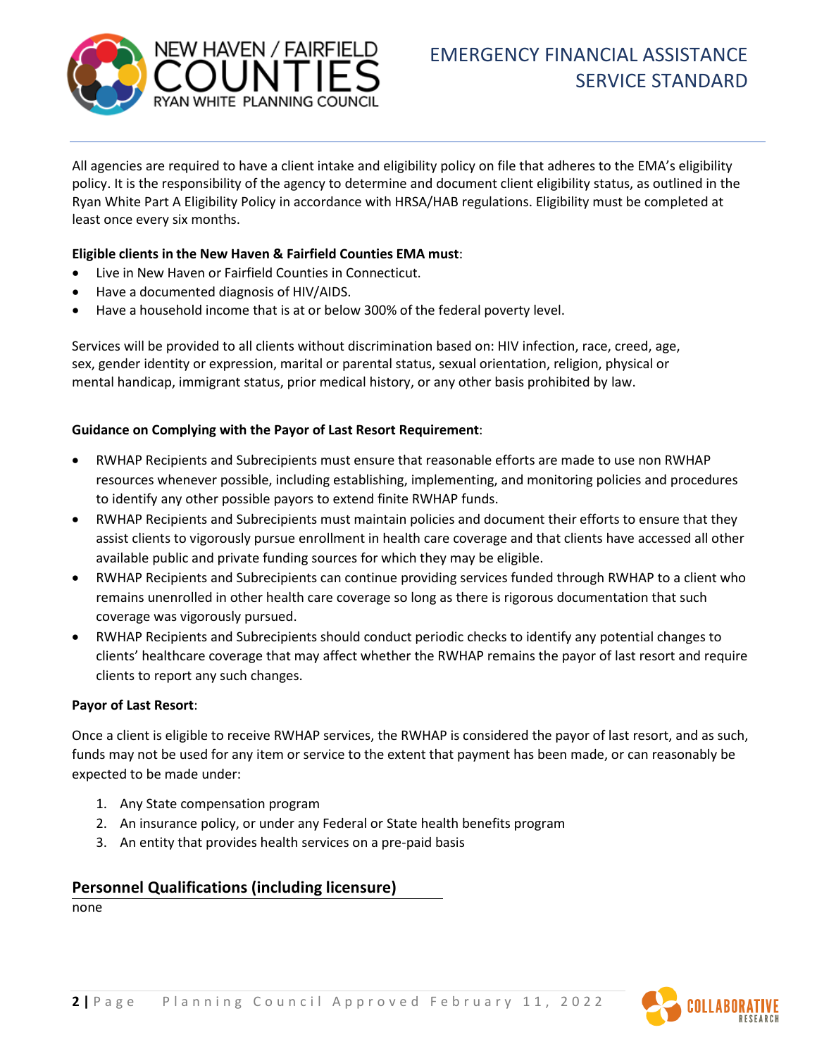All agencies are required to have a client intake and eligibility policy on file that adheres to the EMA's eligibility policy. It is the responsibility of the agency to determine and document client eligibility status, as outlined in the Ryan White Part A Eligibility Policy in accordance with HRSA/HAB regulations. Eligibility must be completed at least once every six months.

**Eligible clients in the New Haven & Fairfield Counties EMA must**:

- Live in New Haven or Fairfield Counties in Connecticut.
- Have a documented diagnosis of HIV/AIDS.
- Have a household income that is at or below 300% of the federal poverty level.

Services will be provided to all clients without discrimination based on: HIV infection, race, creed, age, sex, gender identity or expression, marital or parental status, sexual orientation, religion, physical or mental handicap, immigrant status, prior medical history, or any other basis prohibited by law.

**Guidance on Complying with the Payor of Last Resort Requirement**:

- RWHAP Recipients and Subrecipients must ensure that reasonable efforts are made to use non RWHAP resources whenever possible, including establishing, implementing, and monitoring policies and procedures to identify any other possible payors to extend finite RWHAP funds.
- RWHAP Recipients and Subrecipients must maintain policies and document their efforts to ensure that they assist clients to vigorously pursue enrollment in health care coverage and that clients have accessed all other available public and private funding sources for which they may be eligible.
- RWHAP Recipients and Subrecipients can continue providing services funded through RWHAP to a client who remains unenrolled in other health care coverage so long as there is rigorous documentation that such coverage was vigorously pursued.
- RWHAP Recipients and Subrecipients should conduct periodic checks to identify any potential changes to clients' healthcare coverage that may affect whether the RWHAP remains the payor of last resort and require clients to report any such changes.

**Payor of Last Resort**:

Once a client is eligible to receive RWHAP services, the RWHAP is considered the payor of last resort, and as such, funds may not be used for any item or service to the extent that payment has been made, or can reasonably be expected to be made under:

1. Any State compensation program
2. An insurance policy, or under any Federal or State health benefits program
3. An entity that provides health services on a pre-paid basis

## Personnel Qualifications (including licensure)

none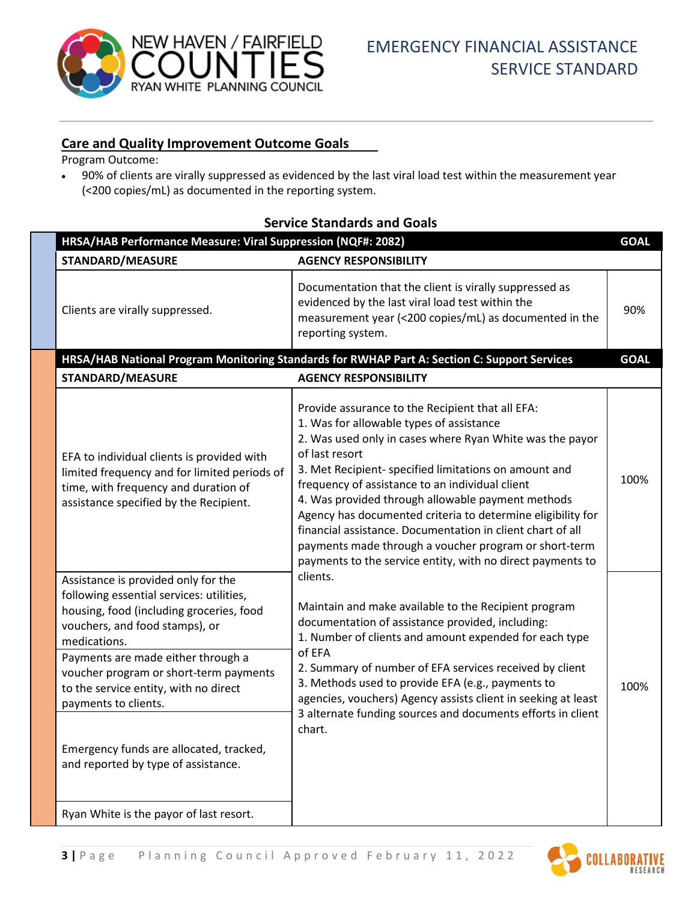## Care and Quality Improvement Outcome Goals

Program Outcome:

- 90% of clients are virally suppressed as evidenced by the last viral load test within the measurement year (<200 copies/mL) as documented in the reporting system.

### Service Standards and Goals

| HRSA/HAB Performance Measure: Viral Suppression (NQF#: 2082) | | GOAL |
|---|---|---|
| **STANDARD/MEASURE** | **AGENCY RESPONSIBILITY** | |
| Clients are virally suppressed. | Documentation that the client is virally suppressed as evidenced by the last viral load test within the measurement year (<200 copies/mL) as documented in the reporting system. | 90% |

| HRSA/HAB National Program Monitoring Standards for RWHAP Part A: Section C: Support Services | | GOAL |
|---|---|---|
| **STANDARD/MEASURE** | **AGENCY RESPONSIBILITY** | |
| EFA to individual clients is provided with limited frequency and for limited periods of time, with frequency and duration of assistance specified by the Recipient. | Provide assurance to the Recipient that all EFA:<br>1. Was for allowable types of assistance<br>2. Was used only in cases where Ryan White was the payor of last resort<br>3. Met Recipient- specified limitations on amount and frequency of assistance to an individual client<br>4. Was provided through allowable payment methods<br>Agency has documented criteria to determine eligibility for financial assistance. Documentation in client chart of all payments made through a voucher program or short-term payments to the service entity, with no direct payments to clients.<br><br>Maintain and make available to the Recipient program documentation of assistance provided, including:<br>1. Number of clients and amount expended for each type of EFA<br>2. Summary of number of EFA services received by client<br>3. Methods used to provide EFA (e.g., payments to agencies, vouchers) Agency assists client in seeking at least 3 alternate funding sources and documents efforts in client chart. | 100% |
| Assistance is provided only for the following essential services: utilities, housing, food (including groceries, food vouchers, and food stamps), or medications. | | 100% |
| Payments are made either through a voucher program or short-term payments to the service entity, with no direct payments to clients. | | |
| Emergency funds are allocated, tracked, and reported by type of assistance. | | |
| Ryan White is the payor of last resort. | | |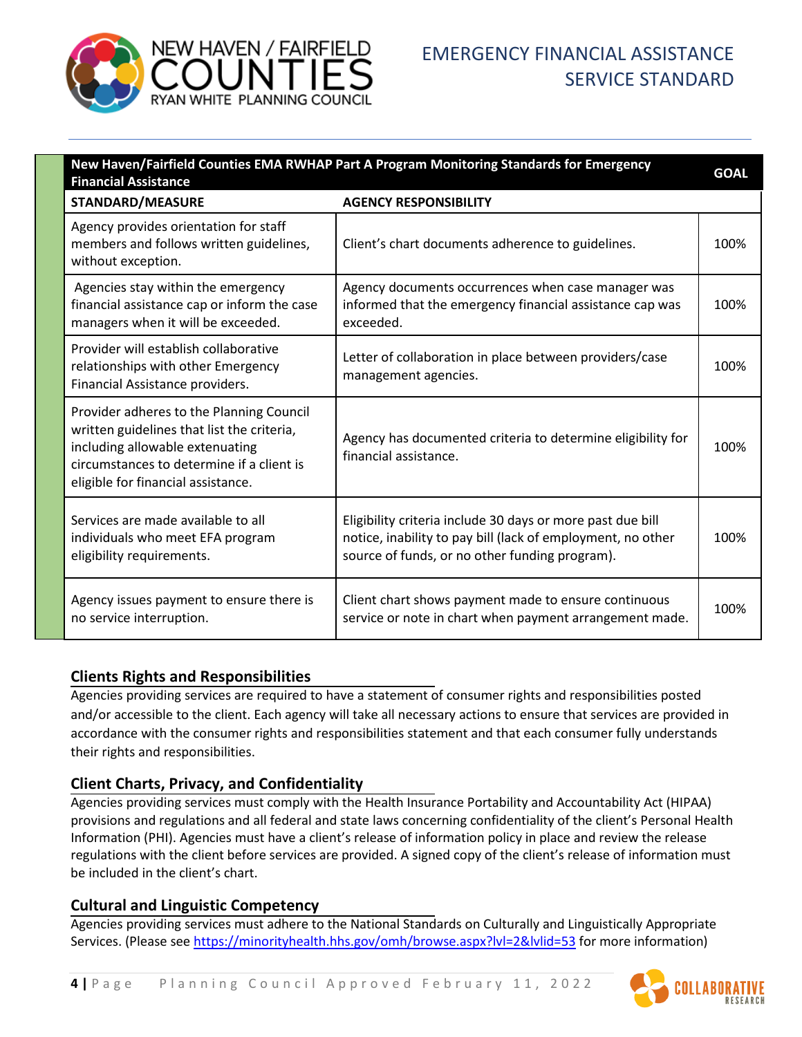| New Haven/Fairfield Counties EMA RWHAP Part A Program Monitoring Standards for Emergency Financial Assistance | | GOAL |
|---|---|---|
| **STANDARD/MEASURE** | **AGENCY RESPONSIBILITY** | |
| Agency provides orientation for staff members and follows written guidelines, without exception. | Client's chart documents adherence to guidelines. | 100% |
| Agencies stay within the emergency financial assistance cap or inform the case managers when it will be exceeded. | Agency documents occurrences when case manager was informed that the emergency financial assistance cap was exceeded. | 100% |
| Provider will establish collaborative relationships with other Emergency Financial Assistance providers. | Letter of collaboration in place between providers/case management agencies. | 100% |
| Provider adheres to the Planning Council written guidelines that list the criteria, including allowable extenuating circumstances to determine if a client is eligible for financial assistance. | Agency has documented criteria to determine eligibility for financial assistance. | 100% |
| Services are made available to all individuals who meet EFA program eligibility requirements. | Eligibility criteria include 30 days or more past due bill notice, inability to pay bill (lack of employment, no other source of funds, or no other funding program). | 100% |
| Agency issues payment to ensure there is no service interruption. | Client chart shows payment made to ensure continuous service or note in chart when payment arrangement made. | 100% |

## Clients Rights and Responsibilities

Agencies providing services are required to have a statement of consumer rights and responsibilities posted and/or accessible to the client. Each agency will take all necessary actions to ensure that services are provided in accordance with the consumer rights and responsibilities statement and that each consumer fully understands their rights and responsibilities.

## Client Charts, Privacy, and Confidentiality

Agencies providing services must comply with the Health Insurance Portability and Accountability Act (HIPAA) provisions and regulations and all federal and state laws concerning confidentiality of the client's Personal Health Information (PHI). Agencies must have a client's release of information policy in place and review the release regulations with the client before services are provided. A signed copy of the client's release of information must be included in the client's chart.

## Cultural and Linguistic Competency

Agencies providing services must adhere to the National Standards on Culturally and Linguistically Appropriate Services. (Please see https://minorityhealth.hhs.gov/omh/browse.aspx?lvl=2&lvlid=53 for more information)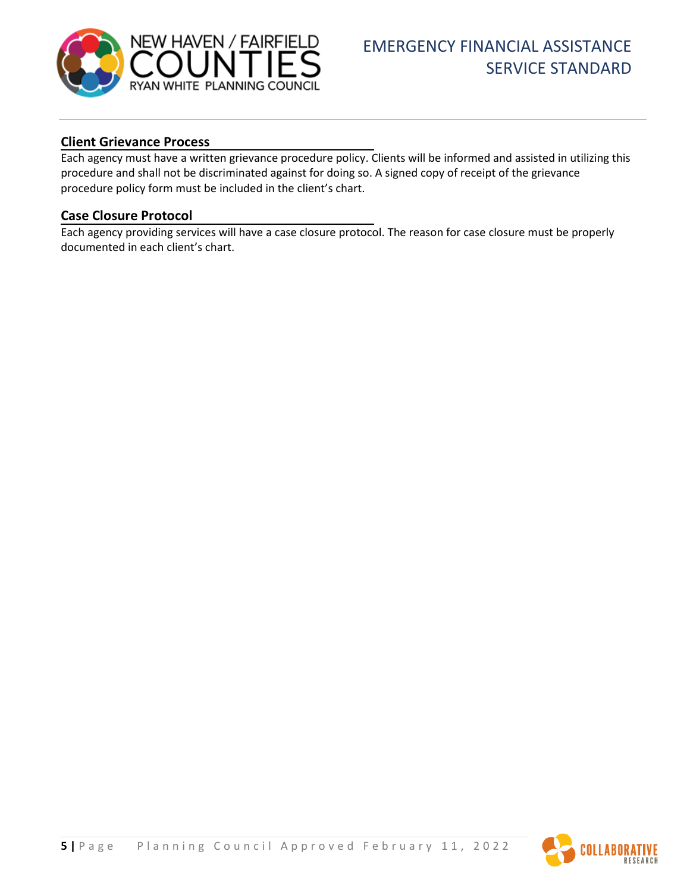## Client Grievance Process

Each agency must have a written grievance procedure policy. Clients will be informed and assisted in utilizing this procedure and shall not be discriminated against for doing so. A signed copy of receipt of the grievance procedure policy form must be included in the client's chart.

## Case Closure Protocol

Each agency providing services will have a case closure protocol. The reason for case closure must be properly documented in each client's chart.